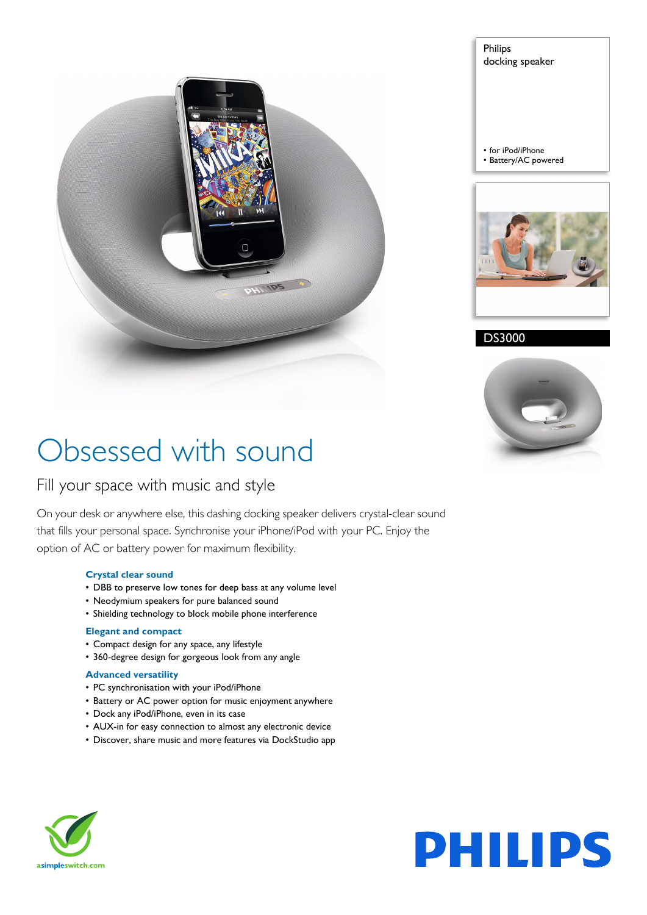Philips
docking speaker

- for iPod/iPhone
- Battery/AC powered

DS3000

# Obsessed with sound

## Fill your space with music and style

On your desk or anywhere else, this dashing docking speaker delivers crystal-clear sound that fills your personal space. Synchronise your iPhone/iPod with your PC. Enjoy the option of AC or battery power for maximum flexibility.

### Crystal clear sound

- DBB to preserve low tones for deep bass at any volume level
- Neodymium speakers for pure balanced sound
- Shielding technology to block mobile phone interference

### Elegant and compact

- Compact design for any space, any lifestyle
- 360-degree design for gorgeous look from any angle

### Advanced versatility

- PC synchronisation with your iPod/iPhone
- Battery or AC power option for music enjoyment anywhere
- Dock any iPod/iPhone, even in its case
- AUX-in for easy connection to almost any electronic device
- Discover, share music and more features via DockStudio app

asimpleswitch.com

PHILIPS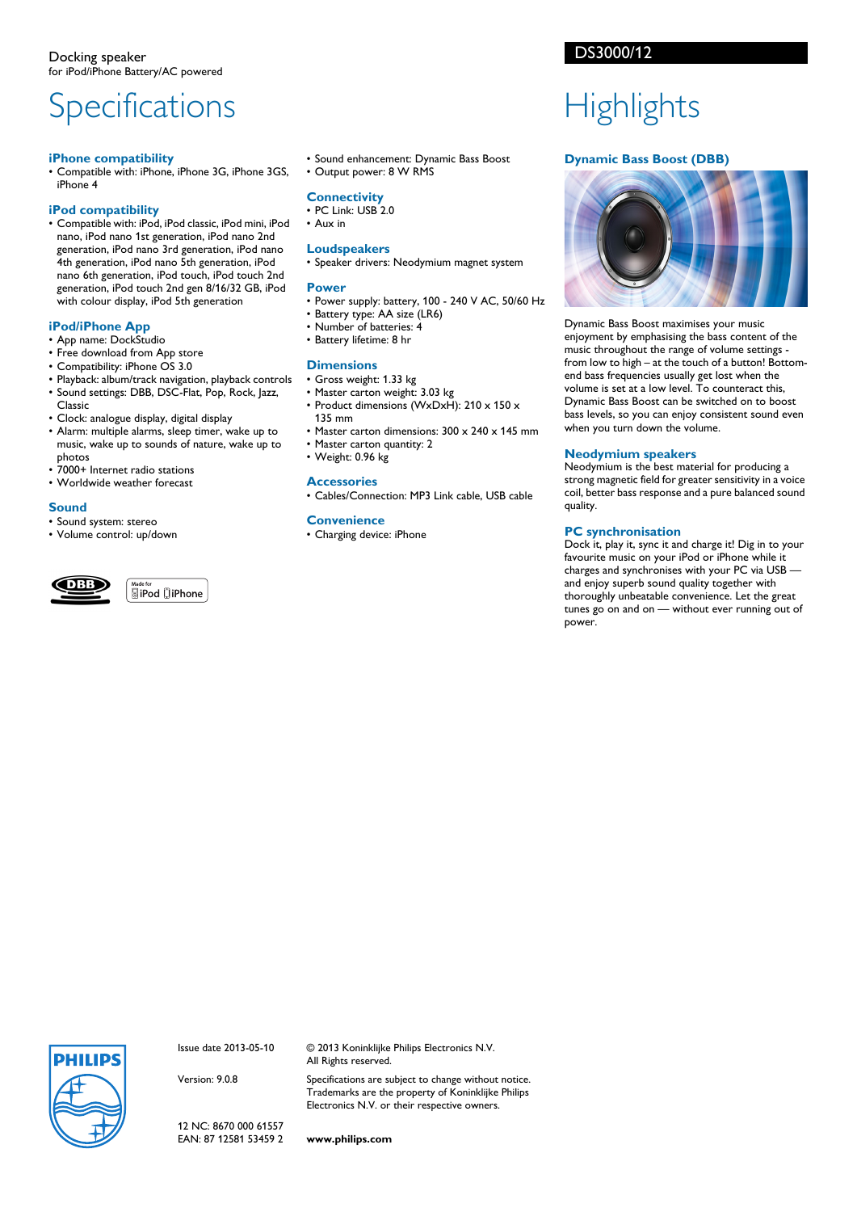Docking speaker
for iPod/iPhone Battery/AC powered

DS3000/12

# Specifications

## iPhone compatibility
- Compatible with: iPhone, iPhone 3G, iPhone 3GS, iPhone 4

## iPod compatibility
- Compatible with: iPod, iPod classic, iPod mini, iPod nano, iPod nano 1st generation, iPod nano 2nd generation, iPod nano 3rd generation, iPod nano 4th generation, iPod nano 5th generation, iPod nano 6th generation, iPod touch, iPod touch 2nd generation, iPod touch 2nd gen 8/16/32 GB, iPod with colour display, iPod 5th generation

## iPod/iPhone App
- App name: DockStudio
- Free download from App store
- Compatibility: iPhone OS 3.0
- Playback: album/track navigation, playback controls
- Sound settings: DBB, DSC-Flat, Pop, Rock, Jazz, Classic
- Clock: analogue display, digital display
- Alarm: multiple alarms, sleep timer, wake up to music, wake up to sounds of nature, wake up to photos
- 7000+ Internet radio stations
- Worldwide weather forecast

## Sound
- Sound system: stereo
- Volume control: up/down
- Sound enhancement: Dynamic Bass Boost
- Output power: 8 W RMS

## Connectivity
- PC Link: USB 2.0
- Aux in

## Loudspeakers
- Speaker drivers: Neodymium magnet system

## Power
- Power supply: battery, 100 - 240 V AC, 50/60 Hz
- Battery type: AA size (LR6)
- Number of batteries: 4
- Battery lifetime: 8 hr

## Dimensions
- Gross weight: 1.33 kg
- Master carton weight: 3.03 kg
- Product dimensions (WxDxH): 210 x 150 x 135 mm
- Master carton dimensions: 300 x 240 x 145 mm
- Master carton quantity: 2
- Weight: 0.96 kg

## Accessories
- Cables/Connection: MP3 Link cable, USB cable

## Convenience
- Charging device: iPhone

# Highlights

## Dynamic Bass Boost (DBB)
Dynamic Bass Boost maximises your music enjoyment by emphasising the bass content of the music throughout the range of volume settings - from low to high – at the touch of a button! Bottom-end bass frequencies usually get lost when the volume is set at a low level. To counteract this, Dynamic Bass Boost can be switched on to boost bass levels, so you can enjoy consistent sound even when you turn down the volume.

## Neodymium speakers
Neodymium is the best material for producing a strong magnetic field for greater sensitivity in a voice coil, better bass response and a pure balanced sound quality.

## PC synchronisation
Dock it, play it, sync it and charge it! Dig in to your favourite music on your iPod or iPhone while it charges and synchronises with your PC via USB — and enjoy superb sound quality together with thoroughly unbeatable convenience. Let the great tunes go on and on — without ever running out of power.

Issue date 2013-05-10

Version: 9.0.8

12 NC: 8670 000 61557
EAN: 87 12581 53459 2

© 2013 Koninklijke Philips Electronics N.V.
All Rights reserved.

Specifications are subject to change without notice. Trademarks are the property of Koninklijke Philips Electronics N.V. or their respective owners.

**www.philips.com**